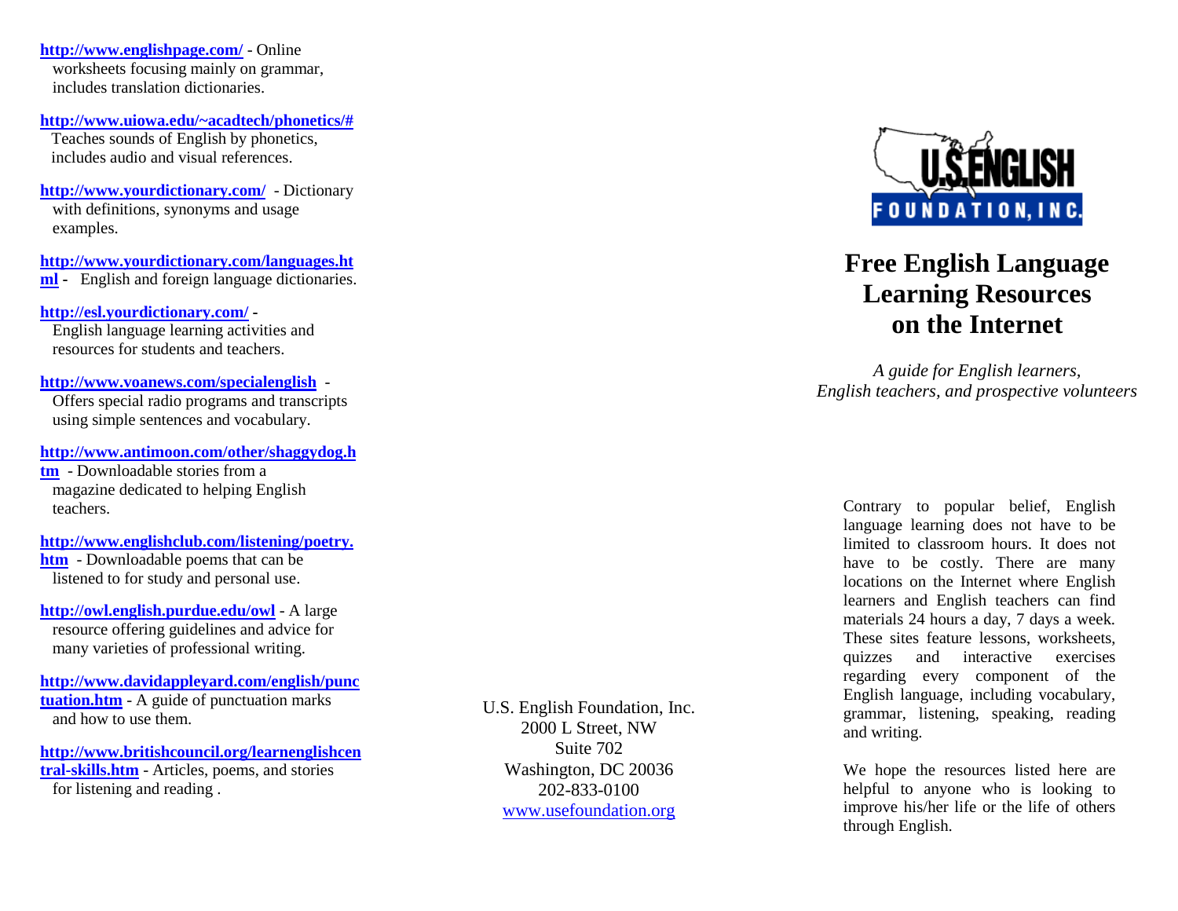**http://www.englishpage.com/** - Online worksheets focusing mainly on grammar, includes translation dictionaries.

**http://www.uiowa.edu/~acadtech/phonetics/#** Teaches sounds of English by phonetics, includes audio and visual references.

**http://www.yourdictionary.com/** - Dictionary with definitions, synonyms and usage examples.

**http://www.yourdictionary.com/languages.html** - English and foreign language dictionaries.

**http://esl.yourdictionary.com/** - English language learning activities and resources for students and teachers.

**http://www.voanews.com/specialenglish** - Offers special radio programs and transcripts using simple sentences and vocabulary.

**http://www.antimoon.com/other/shaggydog.htm** - Downloadable stories from a magazine dedicated to helping English teachers.

**http://www.englishclub.com/listening/poetry.htm** - Downloadable poems that can be listened to for study and personal use.

**http://owl.english.purdue.edu/owl** - A large resource offering guidelines and advice for many varieties of professional writing.

**http://www.davidappleyard.com/english/punctuation.htm** - A guide of punctuation marks and how to use them.

**http://www.britishcouncil.org/learnenglishcentral-skills.htm** - Articles, poems, and stories for listening and reading .

U.S. English Foundation, Inc.
2000 L Street, NW
Suite 702
Washington, DC 20036
202-833-0100
www.usefoundation.org

U.S. ENGLISH FOUNDATION, INC.

# Free English Language Learning Resources on the Internet

*A guide for English learners, English teachers, and prospective volunteers*

Contrary to popular belief, English language learning does not have to be limited to classroom hours. It does not have to be costly. There are many locations on the Internet where English learners and English teachers can find materials 24 hours a day, 7 days a week. These sites feature lessons, worksheets, quizzes and interactive exercises regarding every component of the English language, including vocabulary, grammar, listening, speaking, reading and writing.

We hope the resources listed here are helpful to anyone who is looking to improve his/her life or the life of others through English.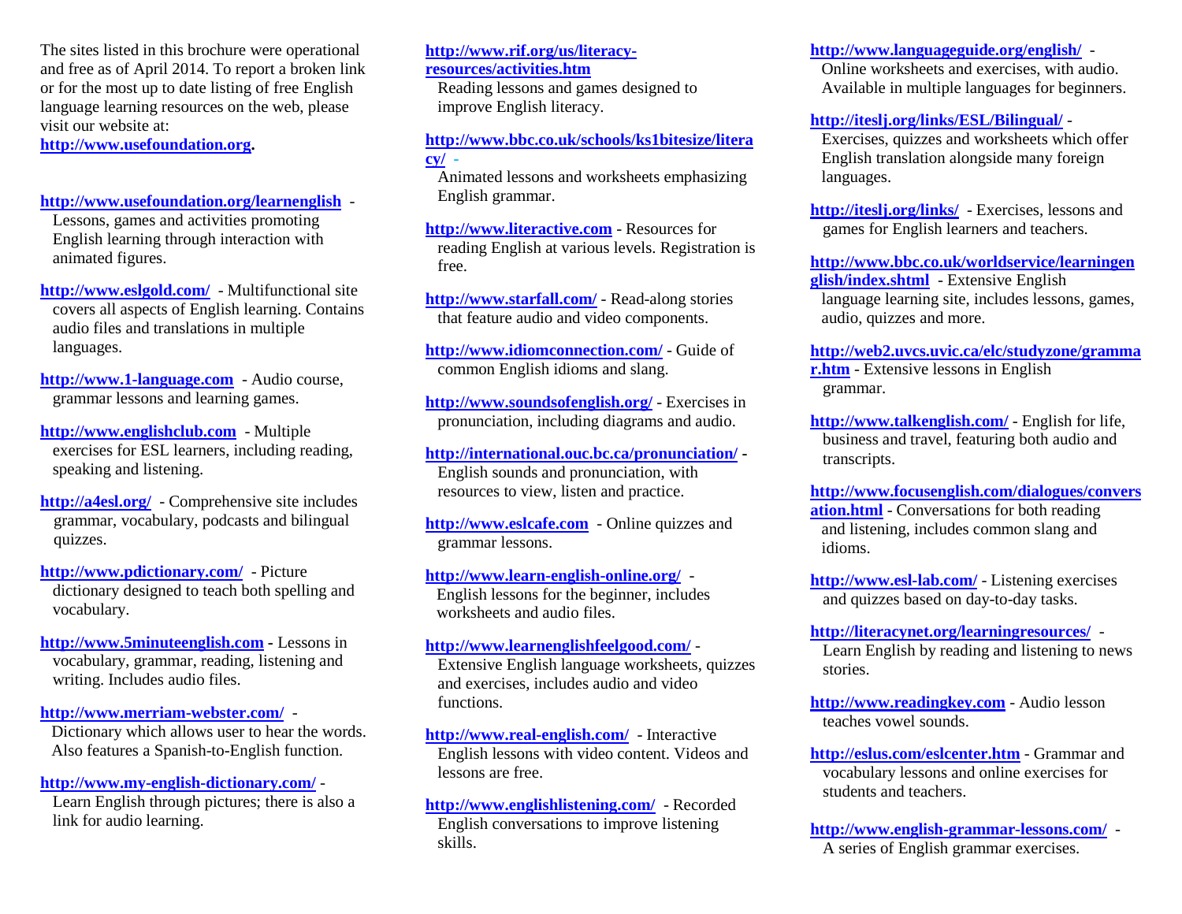The sites listed in this brochure were operational and free as of April 2014. To report a broken link or for the most up to date listing of free English language learning resources on the web, please visit our website at: **http://www.usefoundation.org.**

**http://www.usefoundation.org/learnenglish** - Lessons, games and activities promoting English learning through interaction with animated figures.

**http://www.eslgold.com/** - Multifunctional site covers all aspects of English learning. Contains audio files and translations in multiple languages.

**http://www.1-language.com** - Audio course, grammar lessons and learning games.

**http://www.englishclub.com** - Multiple exercises for ESL learners, including reading, speaking and listening.

**http://a4esl.org/** - Comprehensive site includes grammar, vocabulary, podcasts and bilingual quizzes.

**http://www.pdictionary.com/** - Picture dictionary designed to teach both spelling and vocabulary.

**http://www.5minuteenglish.com** - Lessons in vocabulary, grammar, reading, listening and writing. Includes audio files.

**http://www.merriam-webster.com/** - Dictionary which allows user to hear the words. Also features a Spanish-to-English function.

**http://www.my-english-dictionary.com/** - Learn English through pictures; there is also a link for audio learning.

**http://www.rif.org/us/literacy-resources/activities.htm** Reading lessons and games designed to improve English literacy.

**http://www.bbc.co.uk/schools/ks1bitesize/literacy/** - Animated lessons and worksheets emphasizing English grammar.

**http://www.literactive.com** - Resources for reading English at various levels. Registration is free.

**http://www.starfall.com/** - Read-along stories that feature audio and video components.

**http://www.idiomconnection.com/** - Guide of common English idioms and slang.

**http://www.soundsofenglish.org/** - Exercises in pronunciation, including diagrams and audio.

**http://international.ouc.bc.ca/pronunciation/** - English sounds and pronunciation, with resources to view, listen and practice.

**http://www.eslcafe.com** - Online quizzes and grammar lessons.

**http://www.learn-english-online.org/** - English lessons for the beginner, includes worksheets and audio files.

**http://www.learnenglishfeelgood.com/** - Extensive English language worksheets, quizzes and exercises, includes audio and video functions.

**http://www.real-english.com/** - Interactive English lessons with video content. Videos and lessons are free.

**http://www.englishlistening.com/** - Recorded English conversations to improve listening skills.

**http://www.languageguide.org/english/** - Online worksheets and exercises, with audio. Available in multiple languages for beginners.

**http://iteslj.org/links/ESL/Bilingual/** - Exercises, quizzes and worksheets which offer English translation alongside many foreign languages.

**http://iteslj.org/links/** - Exercises, lessons and games for English learners and teachers.

**http://www.bbc.co.uk/worldservice/learningenglish/index.shtml** - Extensive English language learning site, includes lessons, games, audio, quizzes and more.

**http://web2.uvcs.uvic.ca/elc/studyzone/grammar.htm** - Extensive lessons in English grammar.

**http://www.talkenglish.com/** - English for life, business and travel, featuring both audio and transcripts.

**http://www.focusenglish.com/dialogues/conversation.html** - Conversations for both reading and listening, includes common slang and idioms.

**http://www.esl-lab.com/** - Listening exercises and quizzes based on day-to-day tasks.

**http://literacynet.org/learningresources/** - Learn English by reading and listening to news stories.

**http://www.readingkey.com** - Audio lesson teaches vowel sounds.

**http://eslus.com/eslcenter.htm** - Grammar and vocabulary lessons and online exercises for students and teachers.

**http://www.english-grammar-lessons.com/** - A series of English grammar exercises.